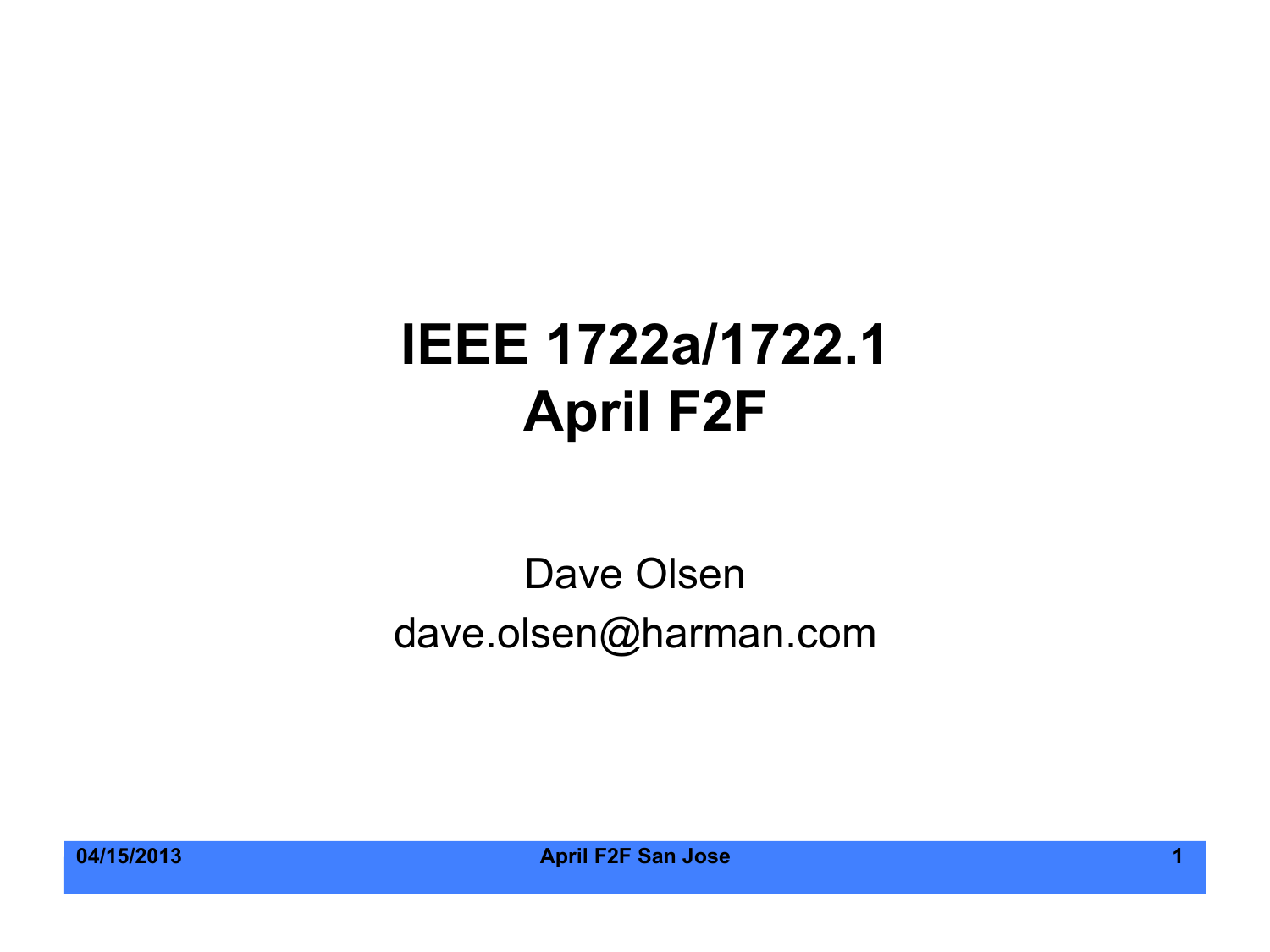# IEEE 1722a/1722.1
# April F2F

Dave Olsen

dave.olsen@harman.com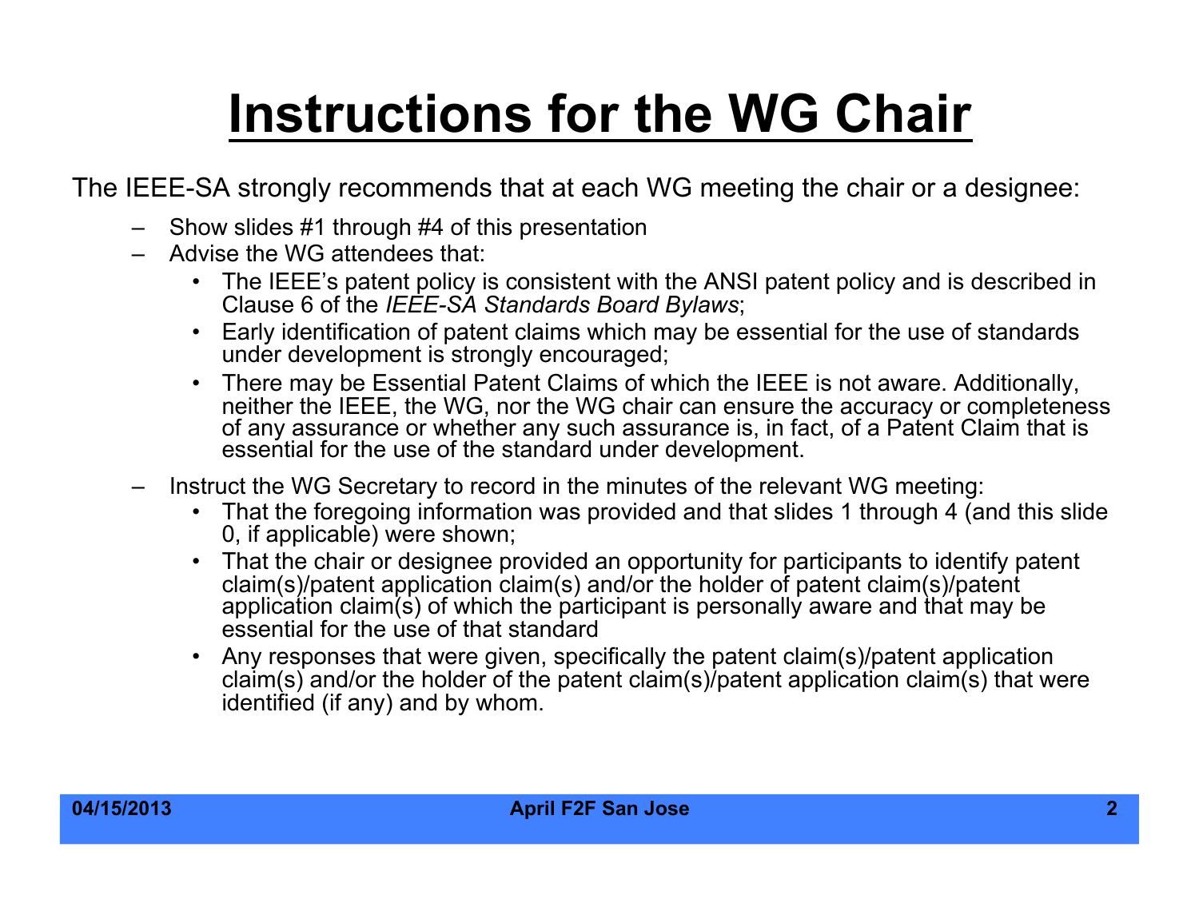# Instructions for the WG Chair

The IEEE-SA strongly recommends that at each WG meeting the chair or a designee:

- Show slides #1 through #4 of this presentation
- Advise the WG attendees that:
  - The IEEE's patent policy is consistent with the ANSI patent policy and is described in Clause 6 of the *IEEE-SA Standards Board Bylaws*;
  - Early identification of patent claims which may be essential for the use of standards under development is strongly encouraged;
  - There may be Essential Patent Claims of which the IEEE is not aware. Additionally, neither the IEEE, the WG, nor the WG chair can ensure the accuracy or completeness of any assurance or whether any such assurance is, in fact, of a Patent Claim that is essential for the use of the standard under development.
- Instruct the WG Secretary to record in the minutes of the relevant WG meeting:
  - That the foregoing information was provided and that slides 1 through 4 (and this slide 0, if applicable) were shown;
  - That the chair or designee provided an opportunity for participants to identify patent claim(s)/patent application claim(s) and/or the holder of patent claim(s)/patent application claim(s) of which the participant is personally aware and that may be essential for the use of that standard
  - Any responses that were given, specifically the patent claim(s)/patent application claim(s) and/or the holder of the patent claim(s)/patent application claim(s) that were identified (if any) and by whom.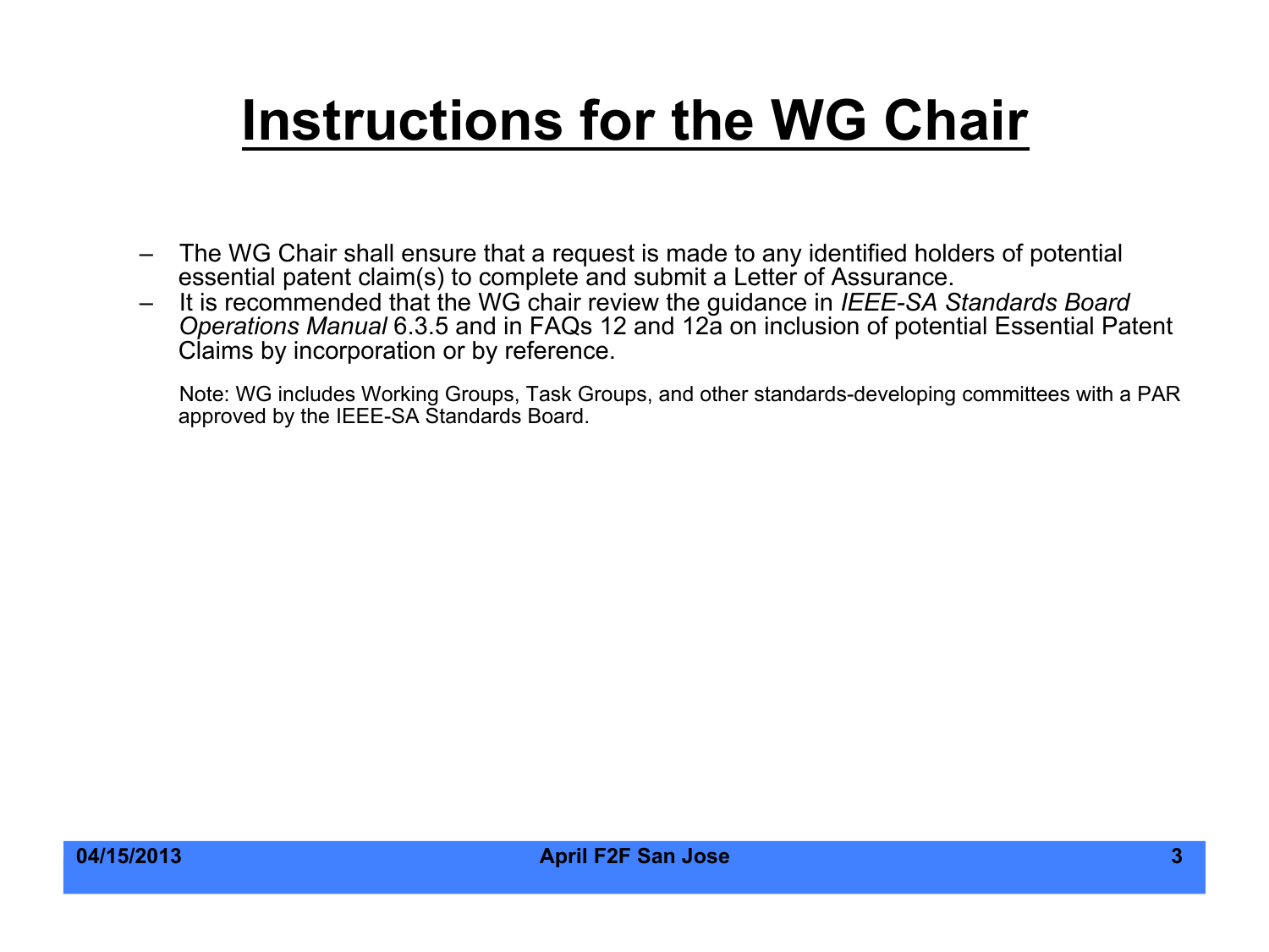# Instructions for the WG Chair

- The WG Chair shall ensure that a request is made to any identified holders of potential essential patent claim(s) to complete and submit a Letter of Assurance.
- It is recommended that the WG chair review the guidance in *IEEE-SA Standards Board Operations Manual* 6.3.5 and in FAQs 12 and 12a on inclusion of potential Essential Patent Claims by incorporation or by reference.

Note: WG includes Working Groups, Task Groups, and other standards-developing committees with a PAR approved by the IEEE-SA Standards Board.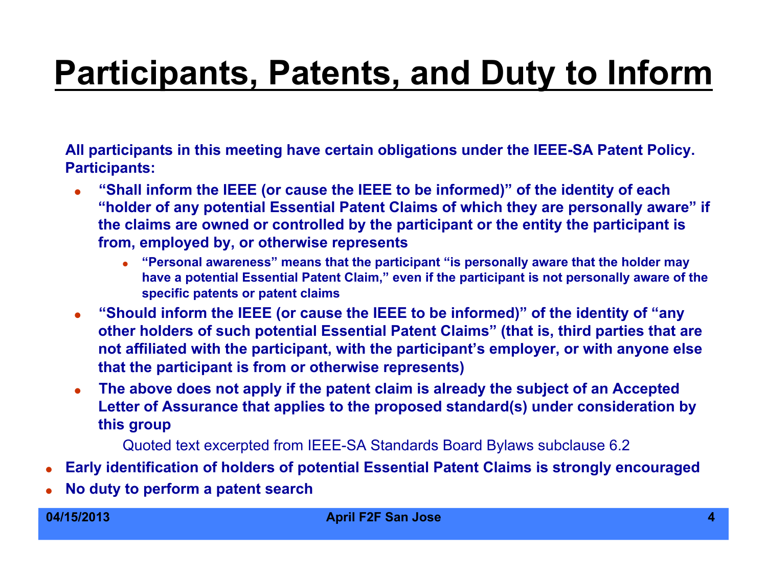# Participants, Patents, and Duty to Inform

**All participants in this meeting have certain obligations under the IEEE-SA Patent Policy. Participants:**

- **"Shall inform the IEEE (or cause the IEEE to be informed)" of the identity of each "holder of any potential Essential Patent Claims of which they are personally aware" if the claims are owned or controlled by the participant or the entity the participant is from, employed by, or otherwise represents**
  - **"Personal awareness" means that the participant "is personally aware that the holder may have a potential Essential Patent Claim," even if the participant is not personally aware of the specific patents or patent claims**
- **"Should inform the IEEE (or cause the IEEE to be informed)" of the identity of "any other holders of such potential Essential Patent Claims" (that is, third parties that are not affiliated with the participant, with the participant's employer, or with anyone else that the participant is from or otherwise represents)**
- **The above does not apply if the patent claim is already the subject of an Accepted Letter of Assurance that applies to the proposed standard(s) under consideration by this group**

Quoted text excerpted from IEEE-SA Standards Board Bylaws subclause 6.2

- **Early identification of holders of potential Essential Patent Claims is strongly encouraged**
- **No duty to perform a patent search**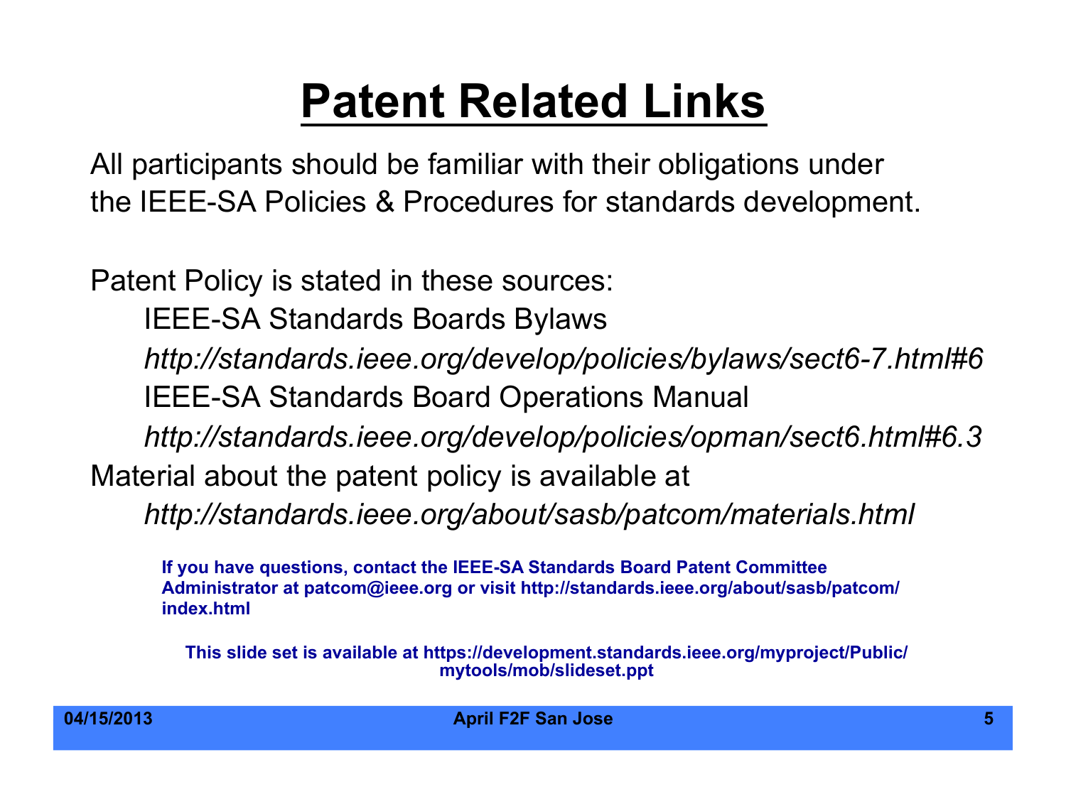# Patent Related Links

All participants should be familiar with their obligations under the IEEE-SA Policies & Procedures for standards development.

Patent Policy is stated in these sources:

IEEE-SA Standards Boards Bylaws

*http://standards.ieee.org/develop/policies/bylaws/sect6-7.html#6*

IEEE-SA Standards Board Operations Manual

*http://standards.ieee.org/develop/policies/opman/sect6.html#6.3*

Material about the patent policy is available at

*http://standards.ieee.org/about/sasb/patcom/materials.html*

**If you have questions, contact the IEEE-SA Standards Board Patent Committee Administrator at patcom@ieee.org or visit http://standards.ieee.org/about/sasb/patcom/index.html**

**This slide set is available at https://development.standards.ieee.org/myproject/Public/mytools/mob/slideset.ppt**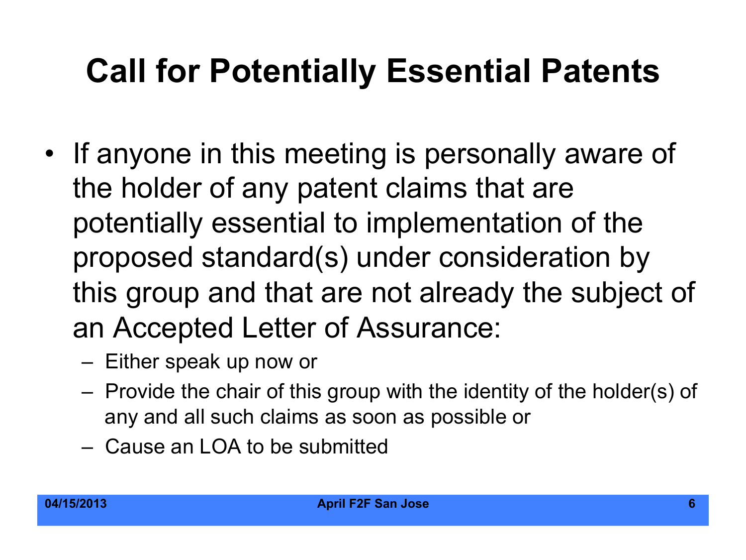# Call for Potentially Essential Patents

- If anyone in this meeting is personally aware of the holder of any patent claims that are potentially essential to implementation of the proposed standard(s) under consideration by this group and that are not already the subject of an Accepted Letter of Assurance:
  - Either speak up now or
  - Provide the chair of this group with the identity of the holder(s) of any and all such claims as soon as possible or
  - Cause an LOA to be submitted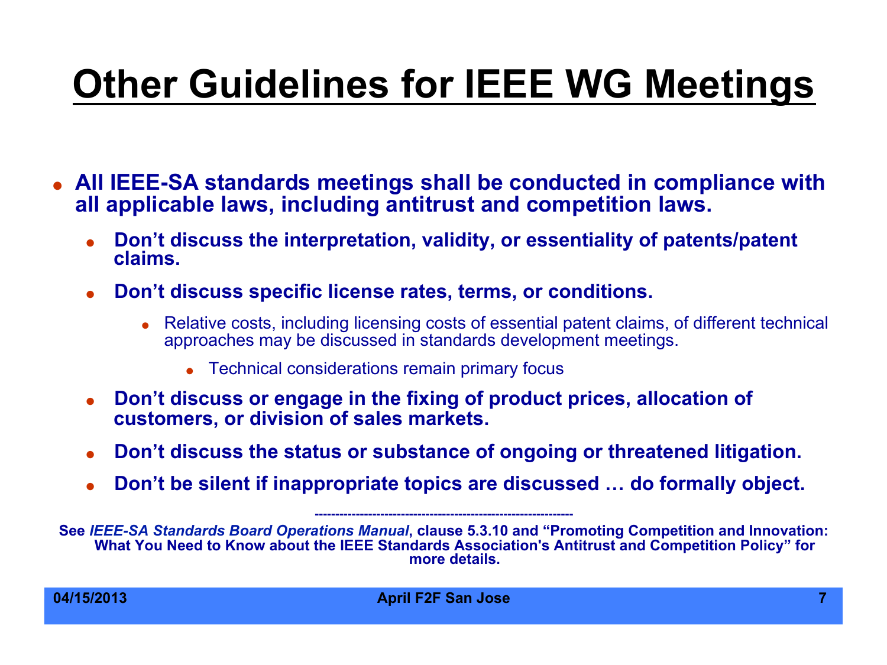# Other Guidelines for IEEE WG Meetings

- **All IEEE-SA standards meetings shall be conducted in compliance with all applicable laws, including antitrust and competition laws.**
  - **Don't discuss the interpretation, validity, or essentiality of patents/patent claims.**
  - **Don't discuss specific license rates, terms, or conditions.**
    - Relative costs, including licensing costs of essential patent claims, of different technical approaches may be discussed in standards development meetings.
      - Technical considerations remain primary focus
  - **Don't discuss or engage in the fixing of product prices, allocation of customers, or division of sales markets.**
  - **Don't discuss the status or substance of ongoing or threatened litigation.**
  - **Don't be silent if inappropriate topics are discussed … do formally object.**

---

**See *IEEE-SA Standards Board Operations Manual*, clause 5.3.10 and "Promoting Competition and Innovation: What You Need to Know about the IEEE Standards Association's Antitrust and Competition Policy" for more details.**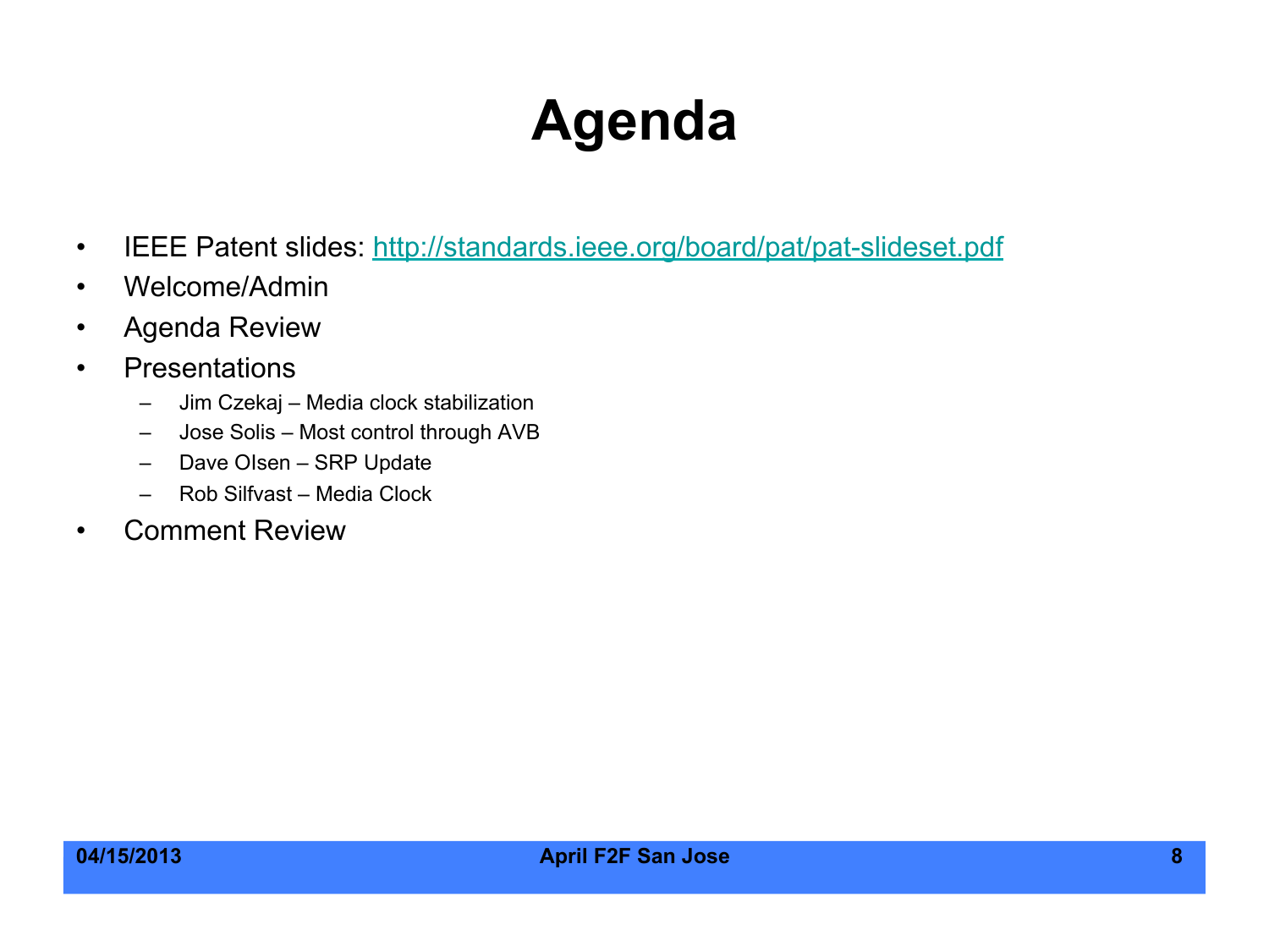# Agenda

- IEEE Patent slides: [http://standards.ieee.org/board/pat/pat-slideset.pdf](http://standards.ieee.org/board/pat/pat-slideset.pdf)
- Welcome/Admin
- Agenda Review
- Presentations
  - Jim Czekaj – Media clock stabilization
  - Jose Solis – Most control through AVB
  - Dave Olsen – SRP Update
  - Rob Silfvast – Media Clock
- Comment Review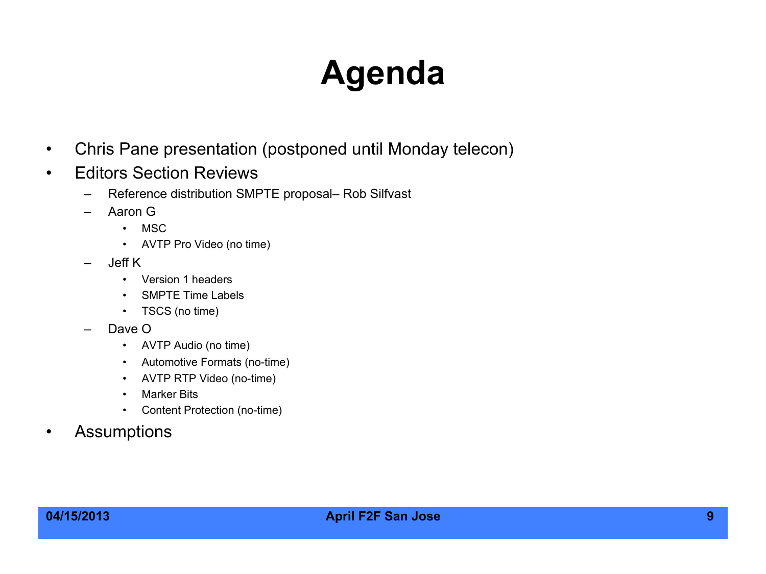# Agenda

- Chris Pane presentation (postponed until Monday telecon)
- Editors Section Reviews
  - Reference distribution SMPTE proposal– Rob Silfvast
  - Aaron G
    - MSC
    - AVTP Pro Video (no time)
  - Jeff K
    - Version 1 headers
    - SMPTE Time Labels
    - TSCS (no time)
  - Dave O
    - AVTP Audio (no time)
    - Automotive Formats (no-time)
    - AVTP RTP Video (no-time)
    - Marker Bits
    - Content Protection (no-time)
- Assumptions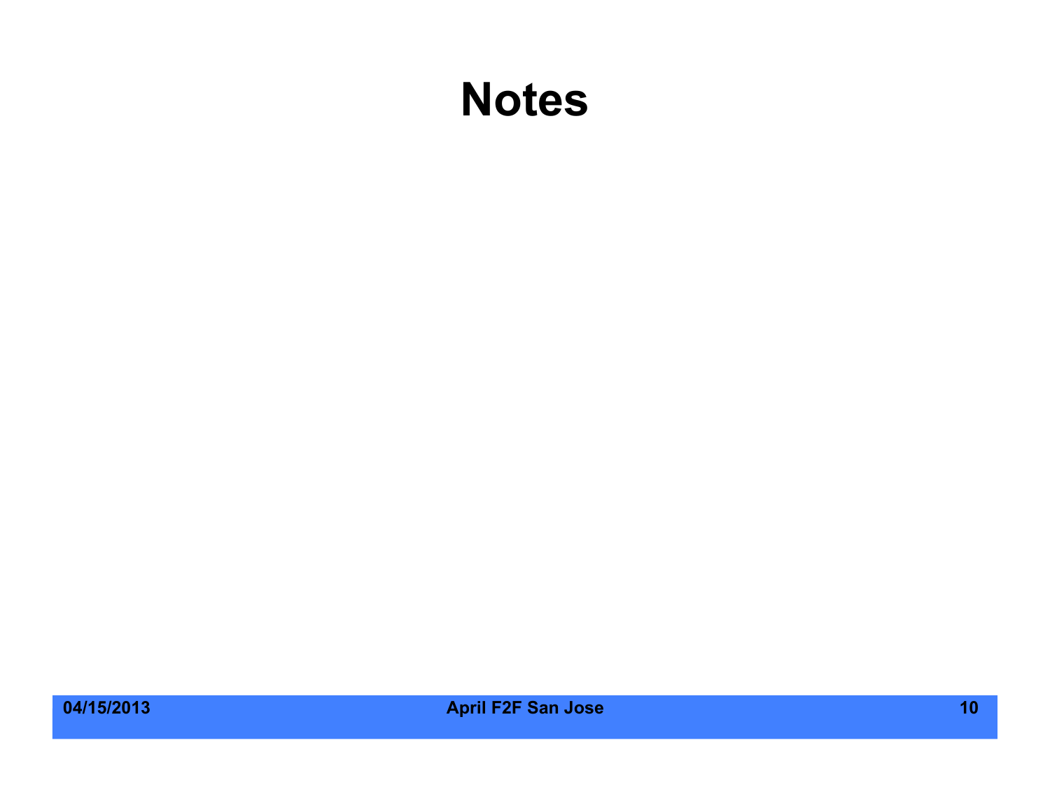# Notes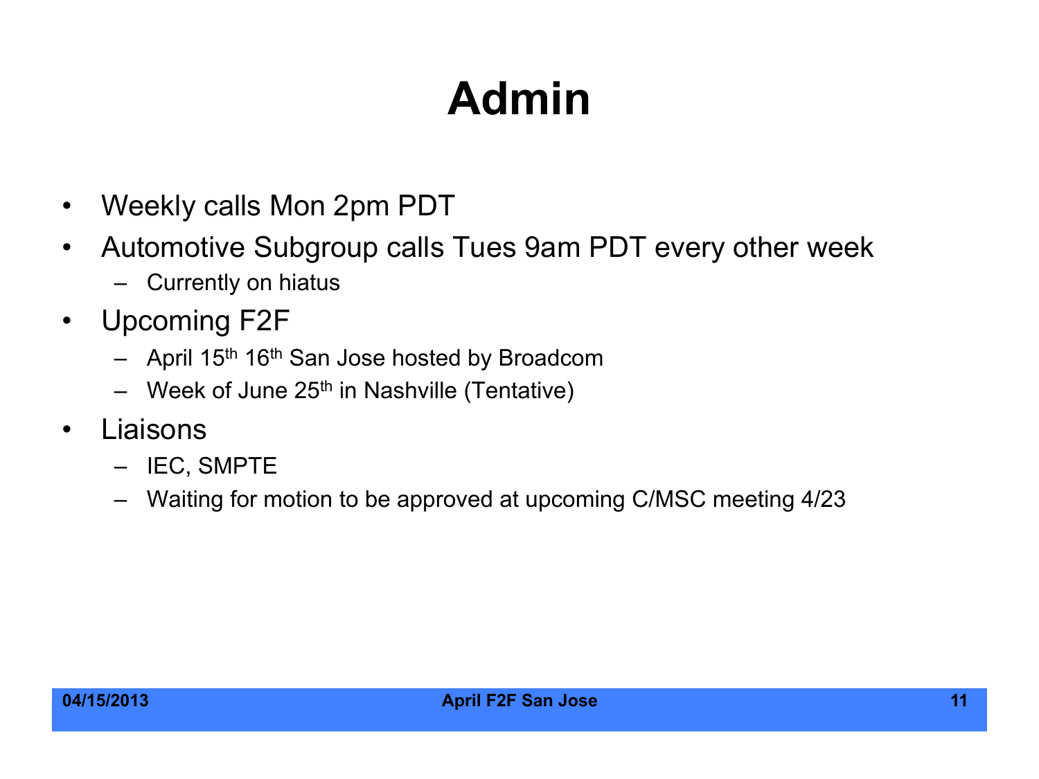# Admin

- Weekly calls Mon 2pm PDT
- Automotive Subgroup calls Tues 9am PDT every other week
  - Currently on hiatus
- Upcoming F2F
  - April 15th 16th San Jose hosted by Broadcom
  - Week of June 25th in Nashville (Tentative)
- Liaisons
  - IEC, SMPTE
  - Waiting for motion to be approved at upcoming C/MSC meeting 4/23